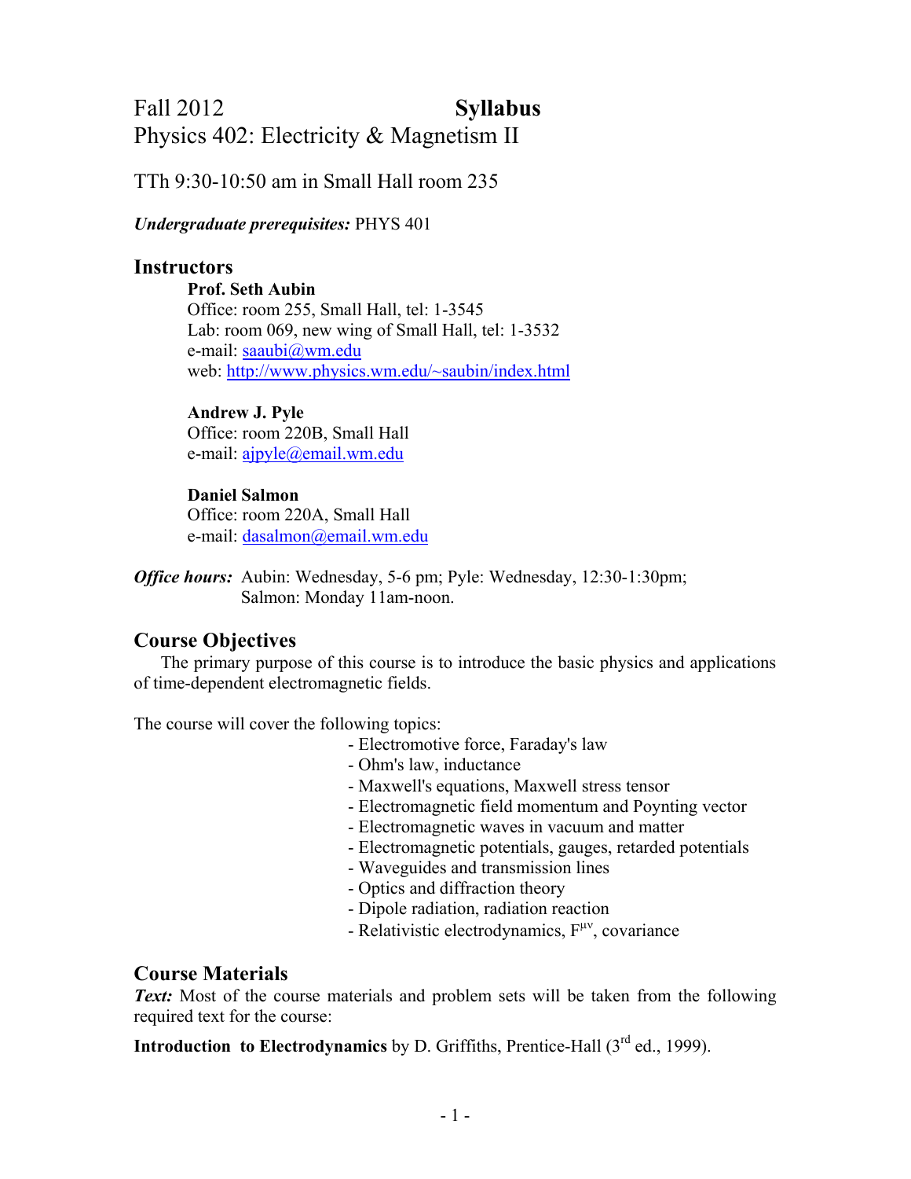# Fall 2012 **Syllabus**

# Physics 402: Electricity & Magnetism II

TTh 9:30-10:50 am in Small Hall room 235

***Undergraduate prerequisites:*** PHYS 401

## Instructors

**Prof. Seth Aubin**
Office: room 255, Small Hall, tel: 1-3545
Lab: room 069, new wing of Small Hall, tel: 1-3532
e-mail: saaubi@wm.edu
web: http://www.physics.wm.edu/~saubin/index.html

**Andrew J. Pyle**
Office: room 220B, Small Hall
e-mail: ajpyle@email.wm.edu

**Daniel Salmon**
Office: room 220A, Small Hall
e-mail: dasalmon@email.wm.edu

***Office hours:*** Aubin: Wednesday, 5-6 pm; Pyle: Wednesday, 12:30-1:30pm; Salmon: Monday 11am-noon.

## Course Objectives

The primary purpose of this course is to introduce the basic physics and applications of time-dependent electromagnetic fields.

The course will cover the following topics:

- Electromotive force, Faraday's law
- Ohm's law, inductance
- Maxwell's equations, Maxwell stress tensor
- Electromagnetic field momentum and Poynting vector
- Electromagnetic waves in vacuum and matter
- Electromagnetic potentials, gauges, retarded potentials
- Waveguides and transmission lines
- Optics and diffraction theory
- Dipole radiation, radiation reaction
- Relativistic electrodynamics, $F^{\mu\nu}$, covariance

## Course Materials

***Text:*** Most of the course materials and problem sets will be taken from the following required text for the course:

**Introduction to Electrodynamics** by D. Griffiths, Prentice-Hall (3rd ed., 1999).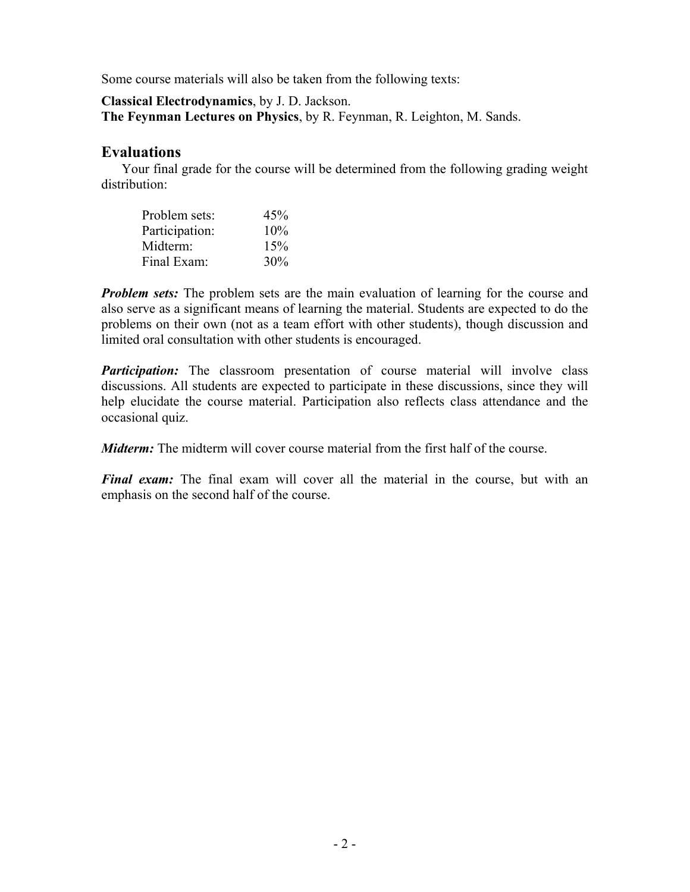Some course materials will also be taken from the following texts:

**Classical Electrodynamics**, by J. D. Jackson.
**The Feynman Lectures on Physics**, by R. Feynman, R. Leighton, M. Sands.

## Evaluations

Your final grade for the course will be determined from the following grading weight distribution:

| | |
|---|---|
| Problem sets: | 45% |
| Participation: | 10% |
| Midterm: | 15% |
| Final Exam: | 30% |

***Problem sets:*** The problem sets are the main evaluation of learning for the course and also serve as a significant means of learning the material. Students are expected to do the problems on their own (not as a team effort with other students), though discussion and limited oral consultation with other students is encouraged.

***Participation:*** The classroom presentation of course material will involve class discussions. All students are expected to participate in these discussions, since they will help elucidate the course material. Participation also reflects class attendance and the occasional quiz.

***Midterm:*** The midterm will cover course material from the first half of the course.

***Final exam:*** The final exam will cover all the material in the course, but with an emphasis on the second half of the course.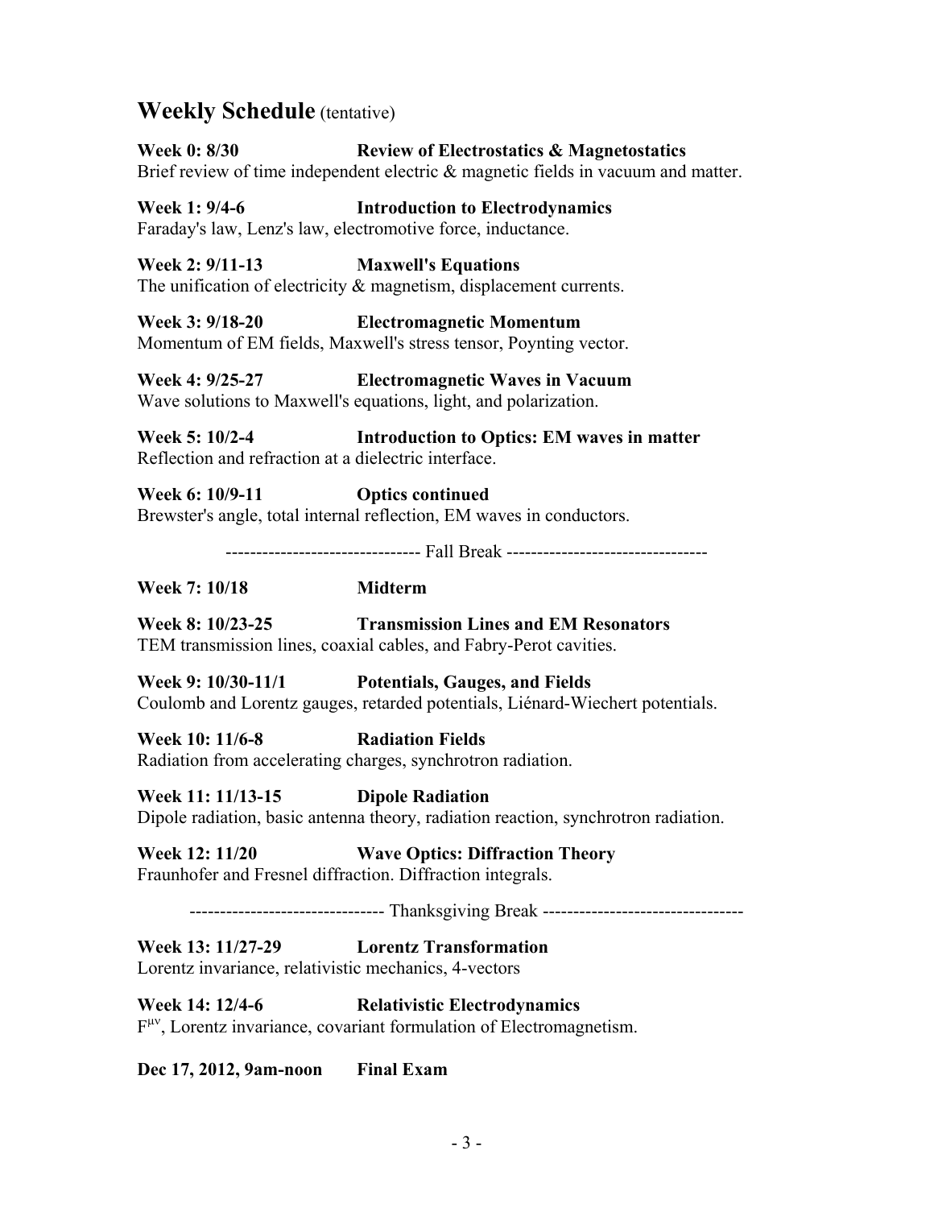## Weekly Schedule (tentative)

**Week 0: 8/30** **Review of Electrostatics & Magnetostatics**
Brief review of time independent electric & magnetic fields in vacuum and matter.

**Week 1: 9/4-6** **Introduction to Electrodynamics**
Faraday's law, Lenz's law, electromotive force, inductance.

**Week 2: 9/11-13** **Maxwell's Equations**
The unification of electricity & magnetism, displacement currents.

**Week 3: 9/18-20** **Electromagnetic Momentum**
Momentum of EM fields, Maxwell's stress tensor, Poynting vector.

**Week 4: 9/25-27** **Electromagnetic Waves in Vacuum**
Wave solutions to Maxwell's equations, light, and polarization.

**Week 5: 10/2-4** **Introduction to Optics: EM waves in matter**
Reflection and refraction at a dielectric interface.

**Week 6: 10/9-11** **Optics continued**
Brewster's angle, total internal reflection, EM waves in conductors.

-------------------------------- Fall Break ---------------------------------

**Week 7: 10/18** **Midterm**

**Week 8: 10/23-25** **Transmission Lines and EM Resonators**
TEM transmission lines, coaxial cables, and Fabry-Perot cavities.

**Week 9: 10/30-11/1** **Potentials, Gauges, and Fields**
Coulomb and Lorentz gauges, retarded potentials, Liénard-Wiechert potentials.

**Week 10: 11/6-8** **Radiation Fields**
Radiation from accelerating charges, synchrotron radiation.

**Week 11: 11/13-15** **Dipole Radiation**
Dipole radiation, basic antenna theory, radiation reaction, synchrotron radiation.

**Week 12: 11/20** **Wave Optics: Diffraction Theory**
Fraunhofer and Fresnel diffraction. Diffraction integrals.

-------------------------------- Thanksgiving Break ---------------------------------

**Week 13: 11/27-29** **Lorentz Transformation**
Lorentz invariance, relativistic mechanics, 4-vectors

**Week 14: 12/4-6** **Relativistic Electrodynamics**
$F^{\mu\nu}$, Lorentz invariance, covariant formulation of Electromagnetism.

**Dec 17, 2012, 9am-noon** **Final Exam**